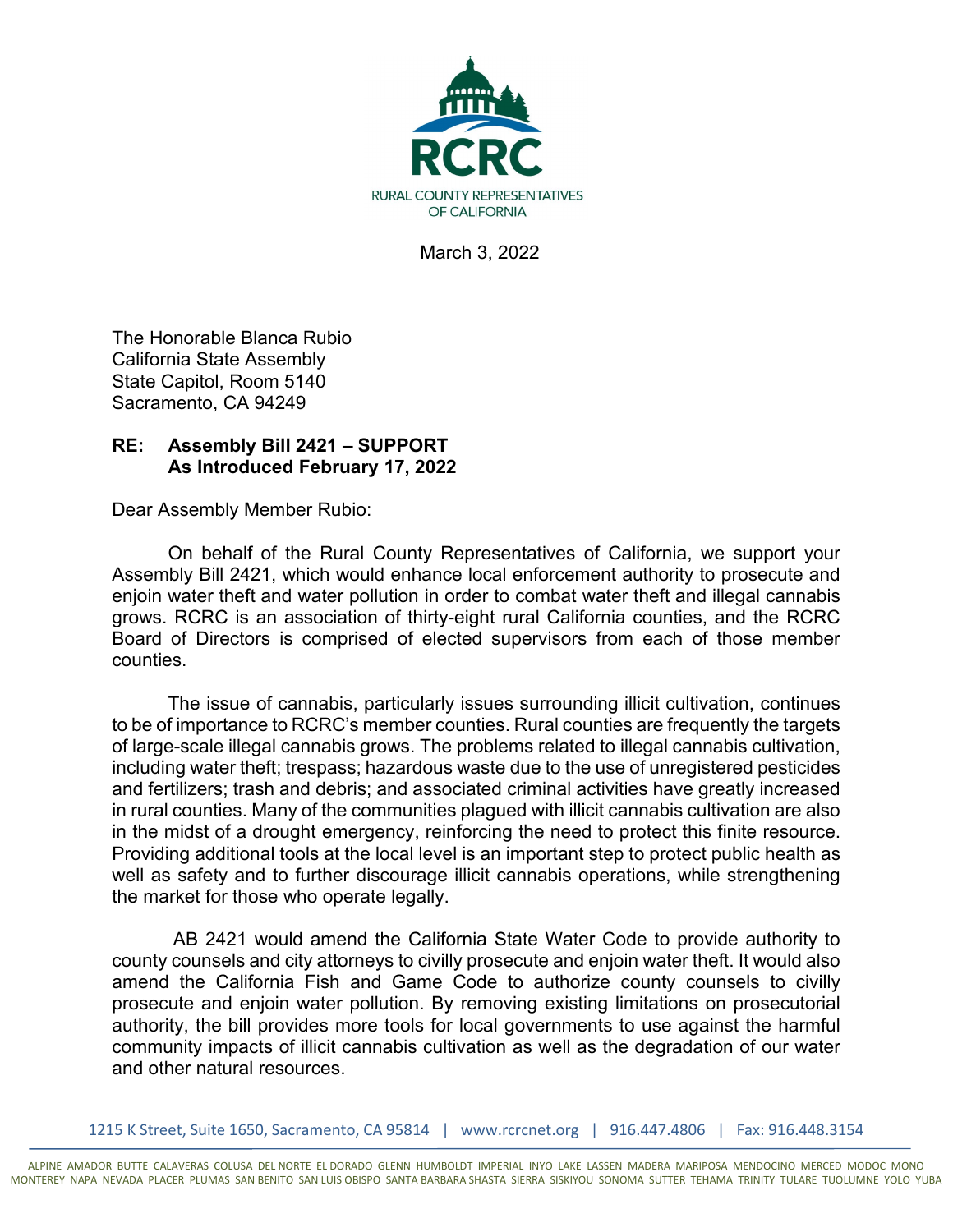RCRC

RURAL COUNTY REPRESENTATIVES OF CALIFORNIA

March 3, 2022

The Honorable Blanca Rubio  
California State Assembly  
State Capitol, Room 5140  
Sacramento, CA 94249

**RE: Assembly Bill 2421 – SUPPORT**  
**As Introduced February 17, 2022**

Dear Assembly Member Rubio:

On behalf of the Rural County Representatives of California, we support your Assembly Bill 2421, which would enhance local enforcement authority to prosecute and enjoin water theft and water pollution in order to combat water theft and illegal cannabis grows. RCRC is an association of thirty-eight rural California counties, and the RCRC Board of Directors is comprised of elected supervisors from each of those member counties.

The issue of cannabis, particularly issues surrounding illicit cultivation, continues to be of importance to RCRC's member counties. Rural counties are frequently the targets of large-scale illegal cannabis grows. The problems related to illegal cannabis cultivation, including water theft; trespass; hazardous waste due to the use of unregistered pesticides and fertilizers; trash and debris; and associated criminal activities have greatly increased in rural counties. Many of the communities plagued with illicit cannabis cultivation are also in the midst of a drought emergency, reinforcing the need to protect this finite resource. Providing additional tools at the local level is an important step to protect public health as well as safety and to further discourage illicit cannabis operations, while strengthening the market for those who operate legally.

AB 2421 would amend the California State Water Code to provide authority to county counsels and city attorneys to civilly prosecute and enjoin water theft. It would also amend the California Fish and Game Code to authorize county counsels to civilly prosecute and enjoin water pollution. By removing existing limitations on prosecutorial authority, the bill provides more tools for local governments to use against the harmful community impacts of illicit cannabis cultivation as well as the degradation of our water and other natural resources.

1215 K Street, Suite 1650, Sacramento, CA 95814 | www.rcrcnet.org | 916.447.4806 | Fax: 916.448.3154

ALPINE AMADOR BUTTE CALAVERAS COLUSA DEL NORTE EL DORADO GLENN HUMBOLDT IMPERIAL INYO LAKE LASSEN MADERA MARIPOSA MENDOCINO MERCED MODOC MONO MONTEREY NAPA NEVADA PLACER PLUMAS SAN BENITO SAN LUIS OBISPO SANTA BARBARA SHASTA SIERRA SISKIYOU SONOMA SUTTER TEHAMA TRINITY TULARE TUOLUMNE YOLO YUBA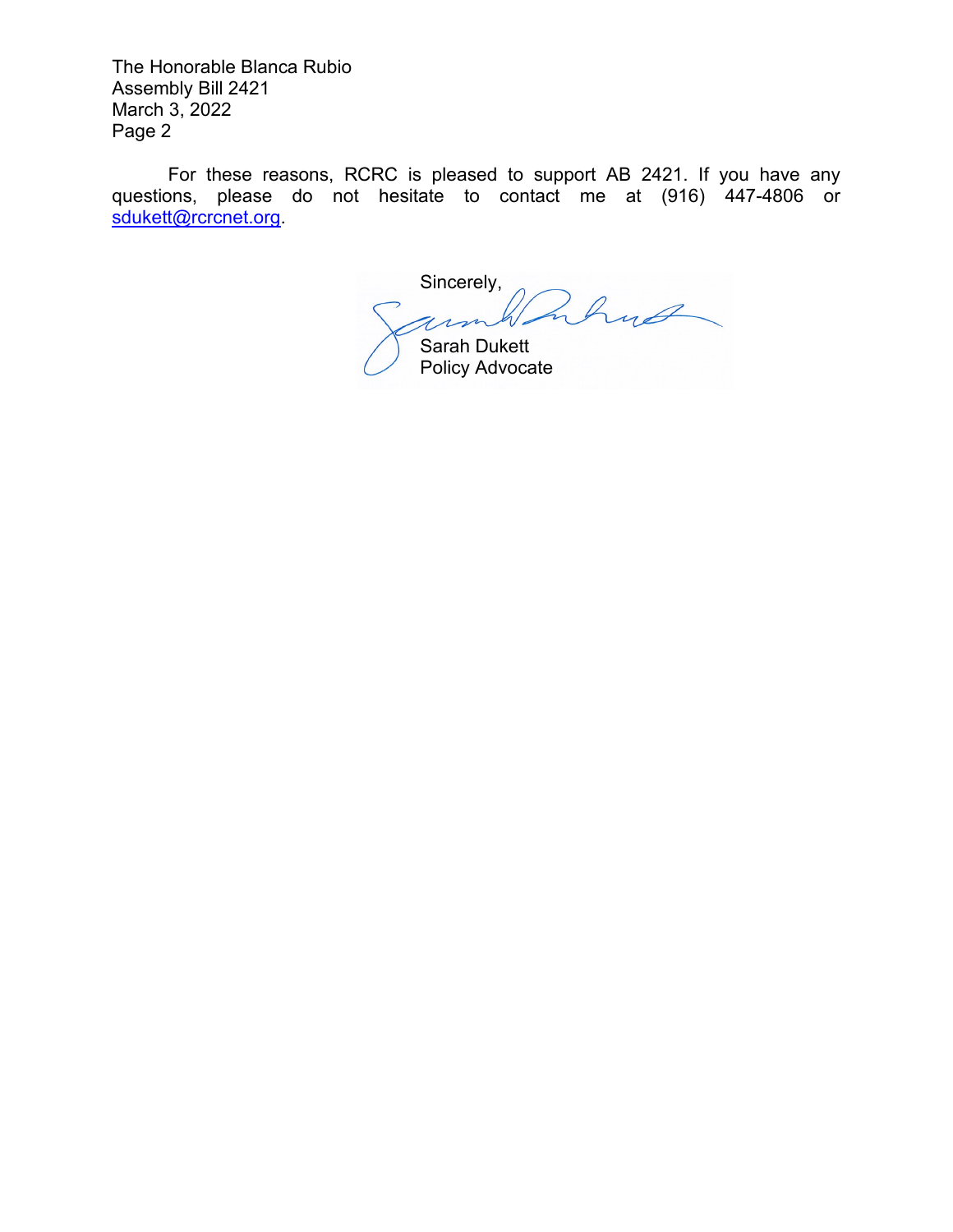For these reasons, RCRC is pleased to support AB 2421. If you have any questions, please do not hesitate to contact me at (916) 447-4806 or sdukett@rcrcnet.org.

Sincerely,

Sarah Dukett
Policy Advocate